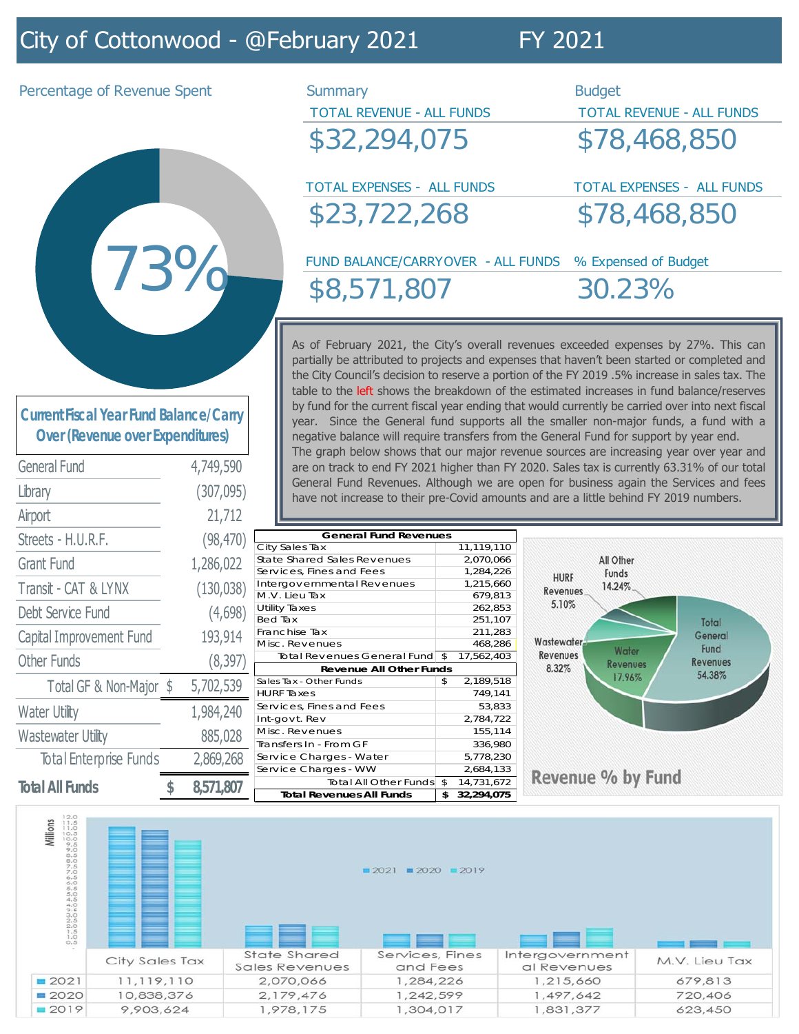# City of Cottonwood - @February 2021 FY 2021

## Percentage of Revenue Spent

73%

## Summary

**TOTAL REVENUE - ALL FUNDS**
$32,294,075

**TOTAL EXPENSES - ALL FUNDS**
$23,722,268

**FUND BALANCE/CARRYOVER - ALL FUNDS**
$8,571,807

## Budget

**TOTAL REVENUE - ALL FUNDS**
$78,468,850

**TOTAL EXPENSES - ALL FUNDS**
$78,468,850

**% Expensed of Budget**
30.23%

As of February 2021, the City's overall revenues exceeded expenses by 27%. This can partially be attributed to projects and expenses that haven't been started or completed and the City Council's decision to reserve a portion of the FY 2019 .5% increase in sales tax. The table to the left shows the breakdown of the estimated increases in fund balance/reserves by fund for the current fiscal year ending that would currently be carried over into next fiscal year. Since the General fund supports all the smaller non-major funds, a fund with a negative balance will require transfers from the General Fund for support by year end. The graph below shows that our major revenue sources are increasing year over year and are on track to end FY 2021 higher than FY 2020. Sales tax is currently 63.31% of our total General Fund Revenues. Although we are open for business again the Services and fees have not increase to their pre-Covid amounts and are a little behind FY 2019 numbers.

## Current Fiscal Year Fund Balance/Carry Over (Revenue over Expenditures)

| Fund | Amount |
|---|---|
| General Fund | 4,749,590 |
| Library | (307,095) |
| Airport | 21,712 |
| Streets - H.U.R.F. | (98,470) |
| Grant Fund | 1,286,022 |
| Transit - CAT & LYNX | (130,038) |
| Debt Service Fund | (4,698) |
| Capital Improvement Fund | 193,914 |
| Other Funds | (8,397) |
| Total GF & Non-Major | $ 5,702,539 |
| Water Utility | 1,984,240 |
| Wastewater Utility | 885,028 |
| Total Enterprise Funds | 2,869,268 |
| **Total All Funds** | **$ 8,571,807** |

| **General Fund Revenues** | |
|---|---|
| City Sales Tax | 11,119,110 |
| State Shared Sales Revenues | 2,070,066 |
| Services, Fines and Fees | 1,284,226 |
| Intergovernmental Revenues | 1,215,660 |
| M.V. Lieu Tax | 679,813 |
| Utility Taxes | 262,853 |
| Bed Tax | 251,107 |
| Franchise Tax | 211,283 |
| Misc. Revenues | 468,286 |
| Total Revenues General Fund | $ 17,562,403 |
| **Revenue All Other Funds** | |
| Sales Tax - Other Funds | $ 2,189,518 |
| HURF Taxes | 749,141 |
| Services, Fines and Fees | 53,833 |
| Int-govt. Rev | 2,784,722 |
| Misc. Revenues | 155,114 |
| Transfers In - From GF | 336,980 |
| Service Charges - Water | 5,778,230 |
| Service Charges - WW | 2,684,133 |
| Total All Other Funds | $ 14,731,672 |
| **Total Revenues All Funds** | **$ 32,294,075** |

## Revenue % by Fund

- Total General Fund Revenues 54.38%
- Water Revenues 17.96%
- Wastewater Revenues 8.32%
- HURF Revenues 5.10%
- All Other Funds 14.24%

| | City Sales Tax | State Shared Sales Revenues | Services, Fines and Fees | Intergovernmental Revenues | M.V. Lieu Tax |
|---|---|---|---|---|---|
| 2021 | 11,119,110 | 2,070,066 | 1,284,226 | 1,215,660 | 679,813 |
| 2020 | 10,838,376 | 2,179,476 | 1,242,599 | 1,497,642 | 720,406 |
| 2019 | 9,903,624 | 1,978,175 | 1,304,017 | 1,831,377 | 623,450 |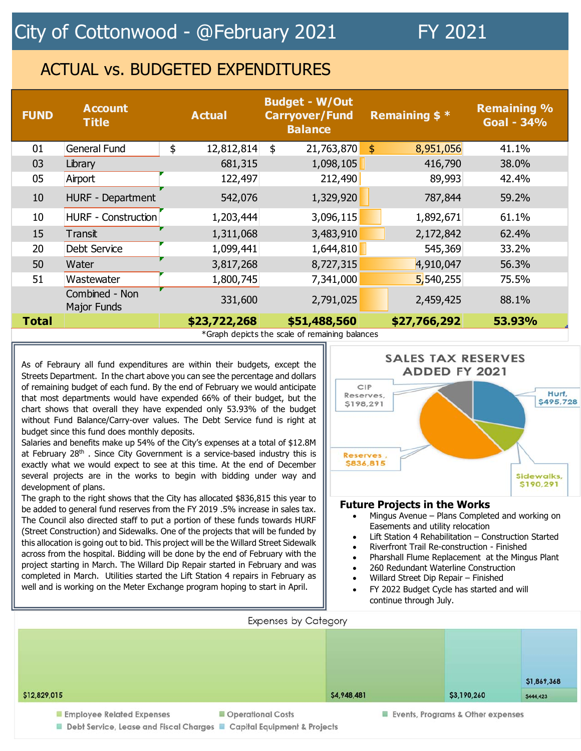# City of Cottonwood - @February 2021 FY 2021

## ACTUAL vs. BUDGETED EXPENDITURES

| FUND | Account Title | Actual | Budget - W/Out Carryover/Fund Balance | Remaining $ * | Remaining % Goal - 34% |
|---|---|---|---|---|---|
| 01 | General Fund | $ 12,812,814 | $ 21,763,870 | $ 8,951,056 | 41.1% |
| 03 | Library | 681,315 | 1,098,105 | 416,790 | 38.0% |
| 05 | Airport | 122,497 | 212,490 | 89,993 | 42.4% |
| 10 | HURF - Department | 542,076 | 1,329,920 | 787,844 | 59.2% |
| 10 | HURF - Construction | 1,203,444 | 3,096,115 | 1,892,671 | 61.1% |
| 15 | Transit | 1,311,068 | 3,483,910 | 2,172,842 | 62.4% |
| 20 | Debt Service | 1,099,441 | 1,644,810 | 545,369 | 33.2% |
| 50 | Water | 3,817,268 | 8,727,315 | 4,910,047 | 56.3% |
| 51 | Wastewater | 1,800,745 | 7,341,000 | 5,540,255 | 75.5% |
| | Combined - Non Major Funds | 331,600 | 2,791,025 | 2,459,425 | 88.1% |
| **Total** | | **$23,722,268** | **$51,488,560** | **$27,766,292** | **53.93%** |

*Graph depicts the scale of remaining balances

As of Febraury all fund expenditures are within their budgets, except the Streets Department. In the chart above you can see the percentage and dollars of remaining budget of each fund. By the end of February we would anticipate that most departments would have expended 66% of their budget, but the chart shows that overall they have expended only 53.93% of the budget without Fund Balance/Carry-over values. The Debt Service fund is right at budget since this fund does monthly deposits.

Salaries and benefits make up 54% of the City's expenses at a total of $12.8M at February 28th . Since City Government is a service-based industry this is exactly what we would expect to see at this time. At the end of December several projects are in the works to begin with bidding under way and development of plans.

The graph to the right shows that the City has allocated $836,815 this year to be added to general fund reserves from the FY 2019 .5% increase in sales tax. The Council also directed staff to put a portion of these funds towards HURF (Street Construction) and Sidewalks. One of the projects that will be funded by this allocation is going out to bid. This project will be the Willard Street Sidewalk across from the hospital. Bidding will be done by the end of February with the project starting in March. The Willard Dip Repair started in February and was completed in March. Utilities started the Lift Station 4 repairs in February as well and is working on the Meter Exchange program hoping to start in April.

SALES TAX RESERVES ADDED FY 2021

CIP Reserves, $198,291

Hurf, $495,728

Reserves , $836,815

Sidewalks, $190,291

### Future Projects in the Works

- Mingus Avenue – Plans Completed and working on Easements and utility relocation
- Lift Station 4 Rehabilitation – Construction Started
- Riverfront Trail Re-construction - Finished
- Pharshall Flume Replacement at the Mingus Plant
- 260 Redundant Waterline Construction
- Willard Street Dip Repair – Finished
- FY 2022 Budget Cycle has started and will continue through July.

Expenses by Category

$12,829,015

$4,948,481

$3,190,260

$1,869,368

$444,423

Employee Related Expenses

Operational Costs

Events, Programs & Other expenses

Debt Service, Lease and Fiscal Charges

Capital Equipment & Projects